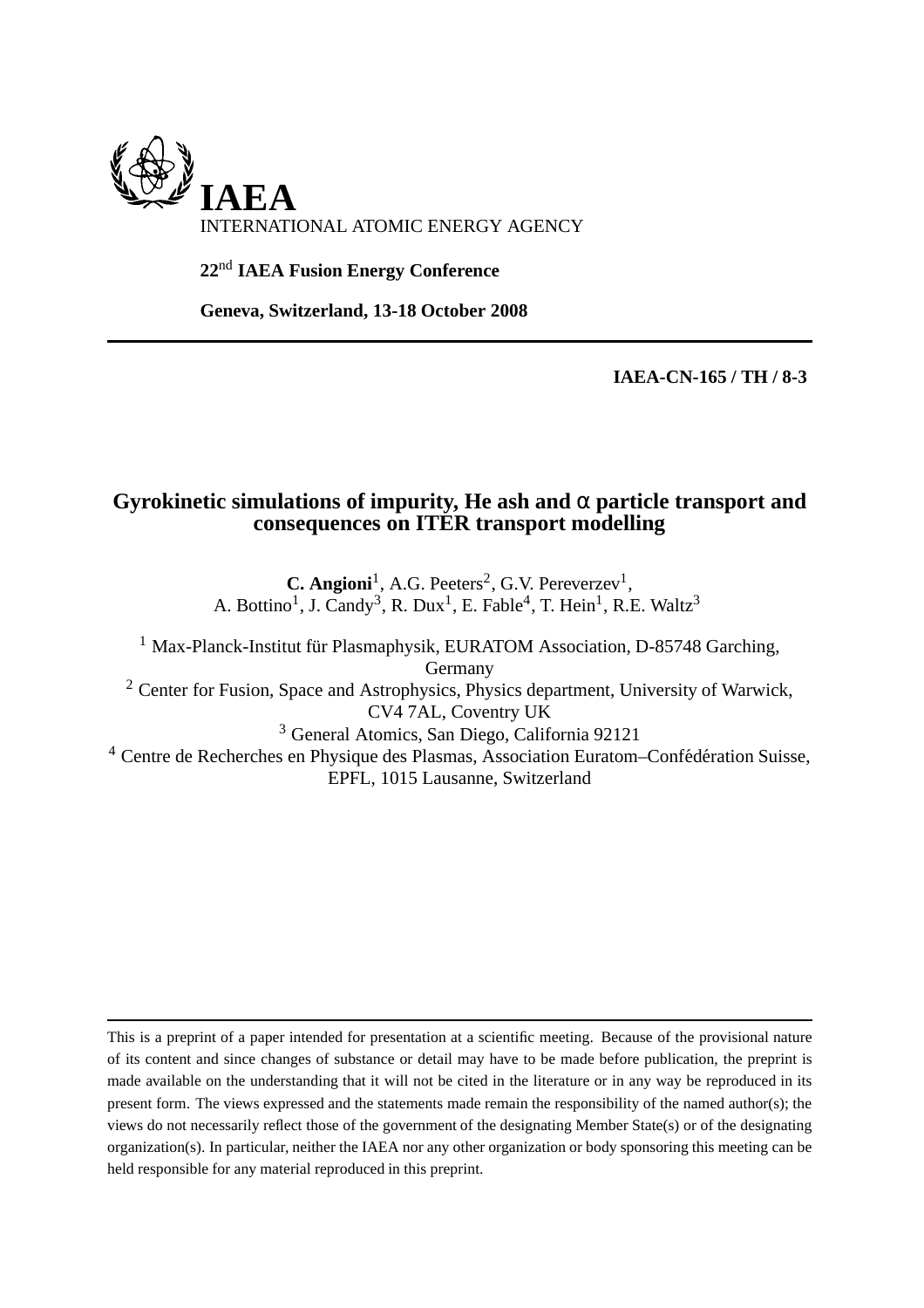# IAEA

INTERNATIONAL ATOMIC ENERGY AGENCY

**22nd IAEA Fusion Energy Conference**

**Geneva, Switzerland, 13-18 October 2008**

---

**IAEA-CN-165 / TH / 8-3**

# Gyrokinetic simulations of impurity, He ash and α particle transport and consequences on ITER transport modelling

**C. Angioni**[1], A.G. Peeters[2], G.V. Pereverzev[1], A. Bottino[1], J. Candy[3], R. Dux[1], E. Fable[4], T. Hein[1], R.E. Waltz[3]

[1] Max-Planck-Institut für Plasmaphysik, EURATOM Association, D-85748 Garching, Germany
[2] Center for Fusion, Space and Astrophysics, Physics department, University of Warwick, CV4 7AL, Coventry UK
[3] General Atomics, San Diego, California 92121
[4] Centre de Recherches en Physique des Plasmas, Association Euratom–Confédération Suisse, EPFL, 1015 Lausanne, Switzerland

---

This is a preprint of a paper intended for presentation at a scientific meeting. Because of the provisional nature of its content and since changes of substance or detail may have to be made before publication, the preprint is made available on the understanding that it will not be cited in the literature or in any way be reproduced in its present form. The views expressed and the statements made remain the responsibility of the named author(s); the views do not necessarily reflect those of the government of the designating Member State(s) or of the designating organization(s). In particular, neither the IAEA nor any other organization or body sponsoring this meeting can be held responsible for any material reproduced in this preprint.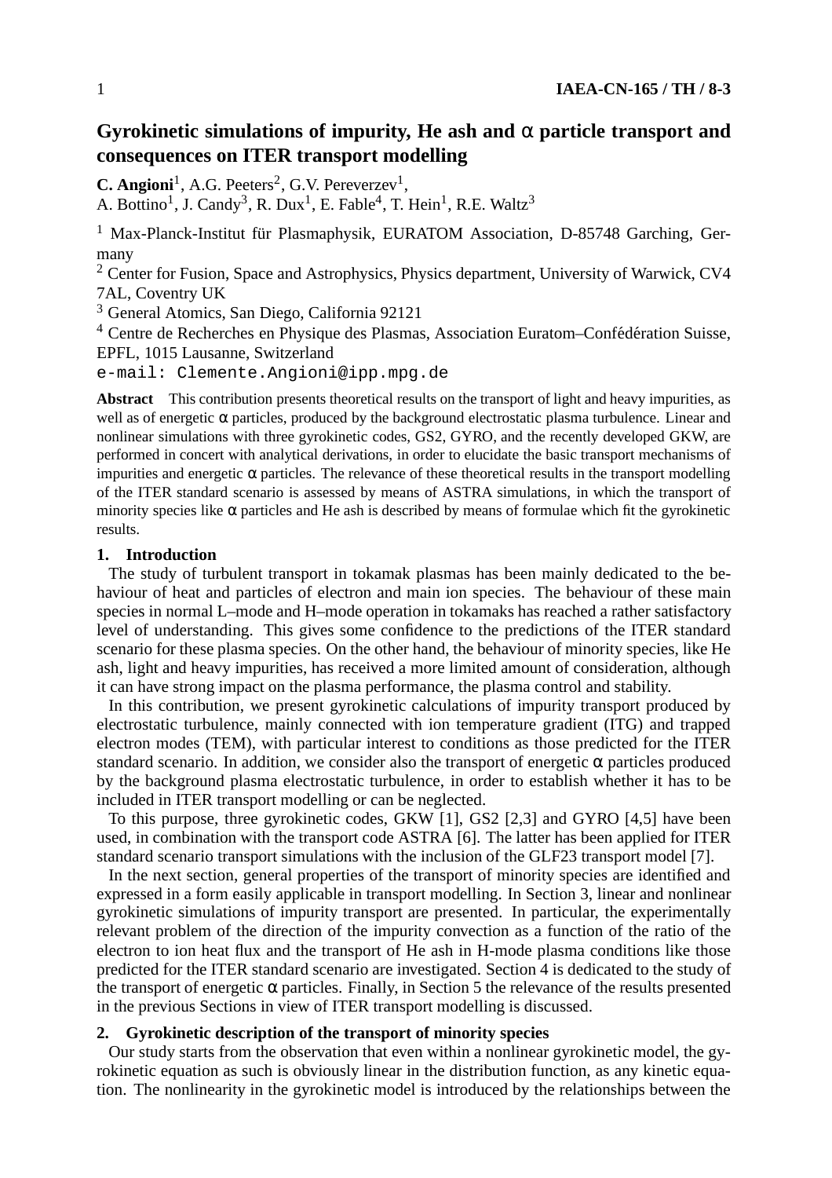# Gyrokinetic simulations of impurity, He ash and α particle transport and consequences on ITER transport modelling

**C. Angioni**[1], A.G. Peeters[2], G.V. Pereverzev[1],
A. Bottino[1], J. Candy[3], R. Dux[1], E. Fable[4], T. Hein[1], R.E. Waltz[3]

[1] Max-Planck-Institut für Plasmaphysik, EURATOM Association, D-85748 Garching, Germany
[2] Center for Fusion, Space and Astrophysics, Physics department, University of Warwick, CV4 7AL, Coventry UK
[3] General Atomics, San Diego, California 92121
[4] Centre de Recherches en Physique des Plasmas, Association Euratom–Confédération Suisse, EPFL, 1015 Lausanne, Switzerland
e-mail: Clemente.Angioni@ipp.mpg.de

**Abstract** This contribution presents theoretical results on the transport of light and heavy impurities, as well as of energetic α particles, produced by the background electrostatic plasma turbulence. Linear and nonlinear simulations with three gyrokinetic codes, GS2, GYRO, and the recently developed GKW, are performed in concert with analytical derivations, in order to elucidate the basic transport mechanisms of impurities and energetic α particles. The relevance of these theoretical results in the transport modelling of the ITER standard scenario is assessed by means of ASTRA simulations, in which the transport of minority species like α particles and He ash is described by means of formulae which fit the gyrokinetic results.

## 1. Introduction

The study of turbulent transport in tokamak plasmas has been mainly dedicated to the behaviour of heat and particles of electron and main ion species. The behaviour of these main species in normal L–mode and H–mode operation in tokamaks has reached a rather satisfactory level of understanding. This gives some confidence to the predictions of the ITER standard scenario for these plasma species. On the other hand, the behaviour of minority species, like He ash, light and heavy impurities, has received a more limited amount of consideration, although it can have strong impact on the plasma performance, the plasma control and stability.

In this contribution, we present gyrokinetic calculations of impurity transport produced by electrostatic turbulence, mainly connected with ion temperature gradient (ITG) and trapped electron modes (TEM), with particular interest to conditions as those predicted for the ITER standard scenario. In addition, we consider also the transport of energetic α particles produced by the background plasma electrostatic turbulence, in order to establish whether it has to be included in ITER transport modelling or can be neglected.

To this purpose, three gyrokinetic codes, GKW [1], GS2 [2,3] and GYRO [4,5] have been used, in combination with the transport code ASTRA [6]. The latter has been applied for ITER standard scenario transport simulations with the inclusion of the GLF23 transport model [7].

In the next section, general properties of the transport of minority species are identified and expressed in a form easily applicable in transport modelling. In Section 3, linear and nonlinear gyrokinetic simulations of impurity transport are presented. In particular, the experimentally relevant problem of the direction of the impurity convection as a function of the ratio of the electron to ion heat flux and the transport of He ash in H-mode plasma conditions like those predicted for the ITER standard scenario are investigated. Section 4 is dedicated to the study of the transport of energetic α particles. Finally, in Section 5 the relevance of the results presented in the previous Sections in view of ITER transport modelling is discussed.

## 2. Gyrokinetic description of the transport of minority species

Our study starts from the observation that even within a nonlinear gyrokinetic model, the gyrokinetic equation as such is obviously linear in the distribution function, as any kinetic equation. The nonlinearity in the gyrokinetic model is introduced by the relationships between the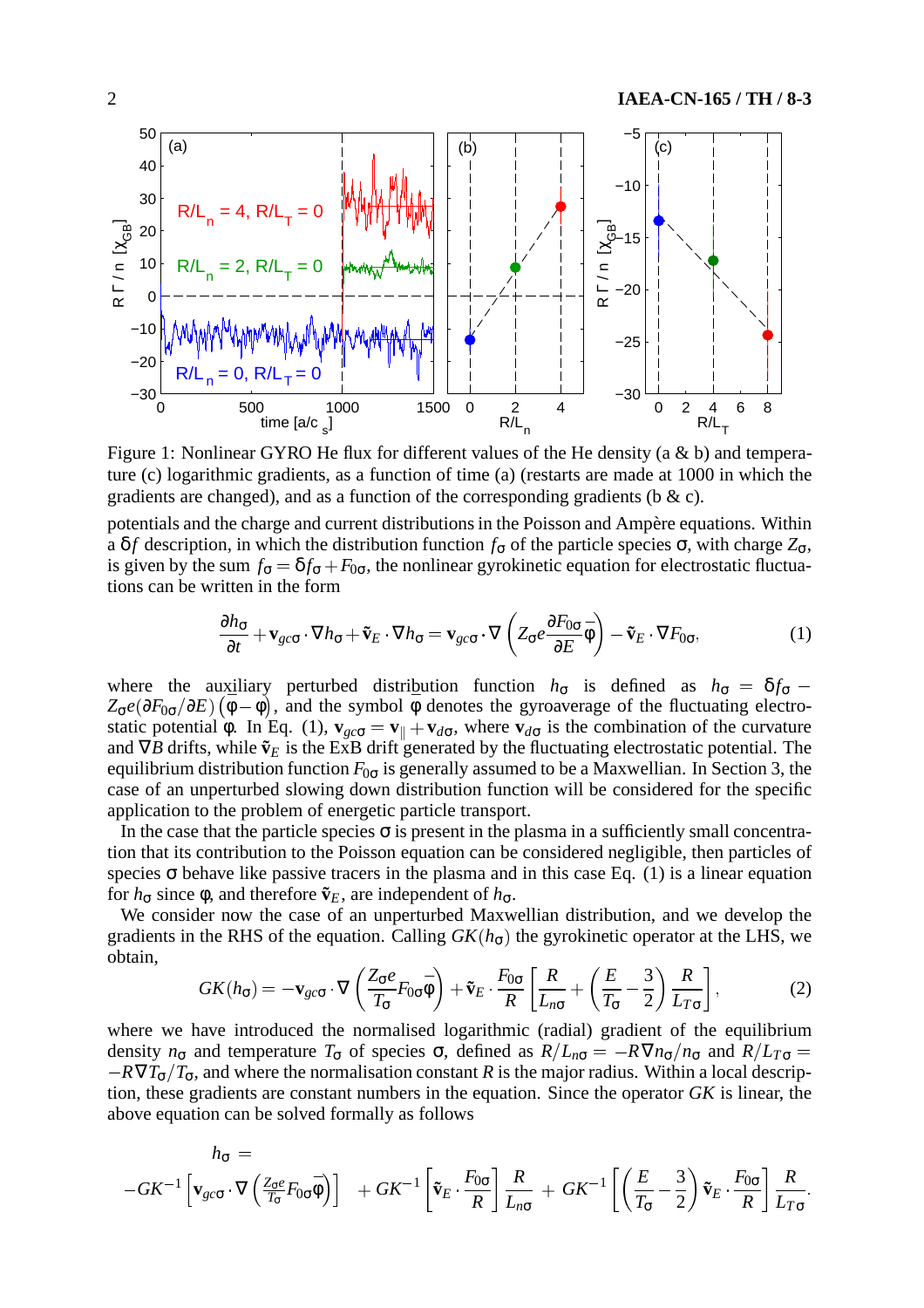Figure 1: Nonlinear GYRO He flux for different values of the He density (a & b) and temperature (c) logarithmic gradients, as a function of time (a) (restarts are made at 1000 in which the gradients are changed), and as a function of the corresponding gradients (b & c).

potentials and the charge and current distributions in the Poisson and Ampère equations. Within a $\delta f$ description, in which the distribution function $f_\sigma$ of the particle species $\sigma$, with charge $Z_\sigma$, is given by the sum $f_\sigma = \delta f_\sigma + F_{0\sigma}$, the nonlinear gyrokinetic equation for electrostatic fluctuations can be written in the form

$$\frac{\partial h_\sigma}{\partial t} + \mathbf{v}_{gc\sigma} \cdot \nabla h_\sigma + \tilde{\mathbf{v}}_E \cdot \nabla h_\sigma = \mathbf{v}_{gc\sigma} \cdot \nabla \left( Z_\sigma e \frac{\partial F_{0\sigma}}{\partial E} \bar{\phi} \right) - \tilde{\mathbf{v}}_E \cdot \nabla F_{0\sigma}, \tag{1}$$

where the auxiliary perturbed distribution function $h_\sigma$ is defined as $h_\sigma = \delta f_\sigma - Z_\sigma e (\partial F_{0\sigma}/\partial E) \left( \phi - \bar{\phi} \right)$, and the symbol $\bar{\phi}$ denotes the gyroaverage of the fluctuating electrostatic potential $\phi$. In Eq. (1), $\mathbf{v}_{gc\sigma} = \mathbf{v}_\parallel + \mathbf{v}_{d\sigma}$, where $\mathbf{v}_{d\sigma}$ is the combination of the curvature and $\nabla B$ drifts, while $\tilde{\mathbf{v}}_E$ is the ExB drift generated by the fluctuating electrostatic potential. The equilibrium distribution function $F_{0\sigma}$ is generally assumed to be a Maxwellian. In Section 3, the case of an unperturbed slowing down distribution function will be considered for the specific application to the problem of energetic particle transport.

In the case that the particle species $\sigma$ is present in the plasma in a sufficiently small concentration that its contribution to the Poisson equation can be considered negligible, then particles of species $\sigma$ behave like passive tracers in the plasma and in this case Eq. (1) is a linear equation for $h_\sigma$ since $\phi$, and therefore $\tilde{\mathbf{v}}_E$, are independent of $h_\sigma$.

We consider now the case of an unperturbed Maxwellian distribution, and we develop the gradients in the RHS of the equation. Calling $GK(h_\sigma)$ the gyrokinetic operator at the LHS, we obtain,

$$GK(h_\sigma) = -\mathbf{v}_{gc\sigma} \cdot \nabla \left( \frac{Z_\sigma e}{T_\sigma} F_{0\sigma} \bar{\phi} \right) + \tilde{\mathbf{v}}_E \cdot \frac{F_{0\sigma}}{R} \left[ \frac{R}{L_{n\sigma}} + \left( \frac{E}{T_\sigma} - \frac{3}{2} \right) \frac{R}{L_{T\sigma}} \right], \tag{2}$$

where we have introduced the normalised logarithmic (radial) gradient of the equilibrium density $n_\sigma$ and temperature $T_\sigma$ of species $\sigma$, defined as $R/L_{n\sigma} = -R\nabla n_\sigma / n_\sigma$ and $R/L_{T\sigma} = -R\nabla T_\sigma / T_\sigma$, and where the normalisation constant $R$ is the major radius. Within a local description, these gradients are constant numbers in the equation. Since the operator $GK$ is linear, the above equation can be solved formally as follows

$$h_\sigma = -GK^{-1} \left[ \mathbf{v}_{gc\sigma} \cdot \nabla \left( \frac{Z_\sigma e}{T_\sigma} F_{0\sigma} \bar{\phi} \right) \right] + GK^{-1} \left[ \tilde{\mathbf{v}}_E \cdot \frac{F_{0\sigma}}{R} \right] \frac{R}{L_{n\sigma}} + GK^{-1} \left[ \left( \frac{E}{T_\sigma} - \frac{3}{2} \right) \tilde{\mathbf{v}}_E \cdot \frac{F_{0\sigma}}{R} \right] \frac{R}{L_{T\sigma}}.$$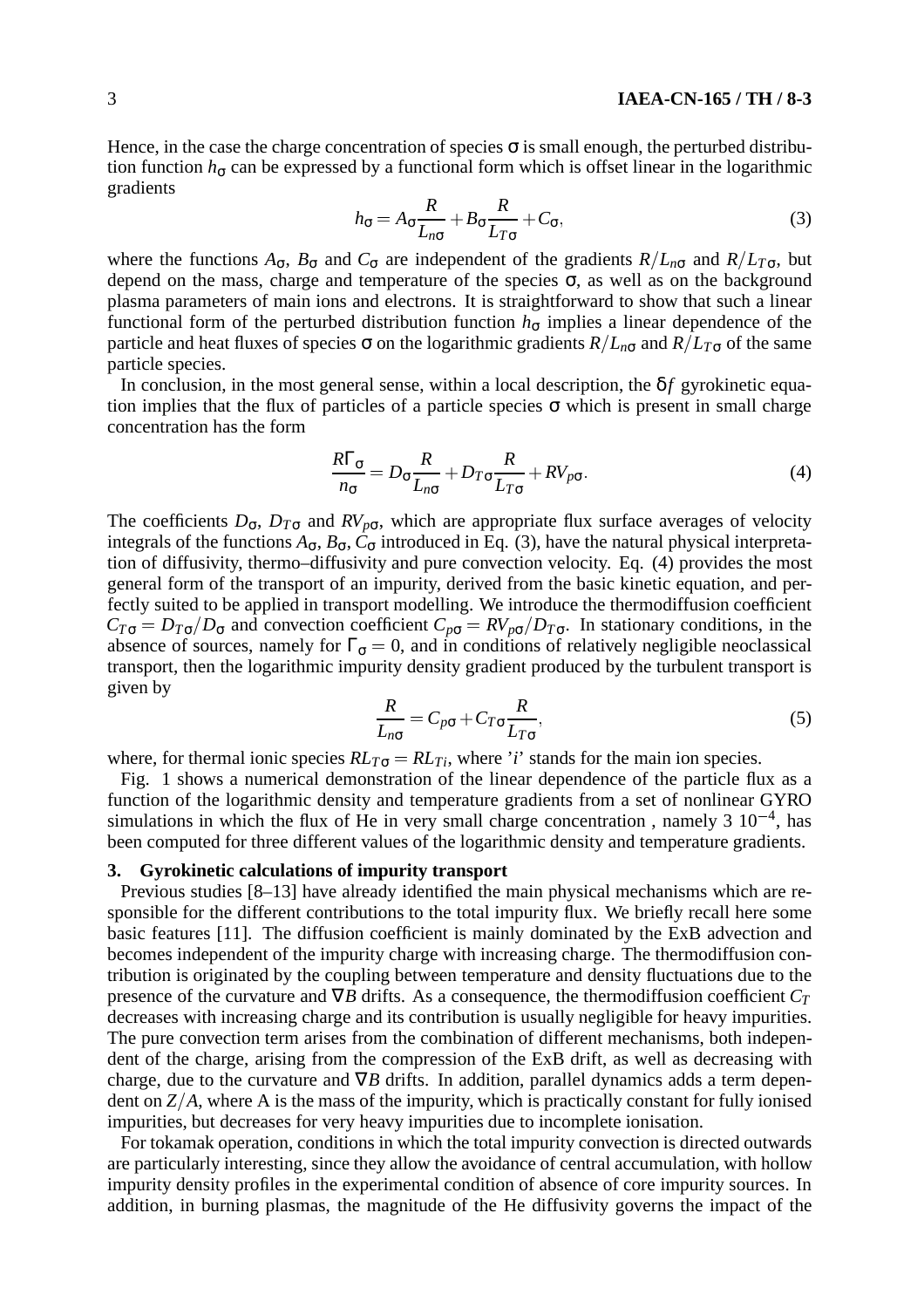Hence, in the case the charge concentration of species $\sigma$ is small enough, the perturbed distribution function $h_\sigma$ can be expressed by a functional form which is offset linear in the logarithmic gradients

$$h_\sigma = A_\sigma \frac{R}{L_{n\sigma}} + B_\sigma \frac{R}{L_{T\sigma}} + C_\sigma, \tag{3}$$

where the functions $A_\sigma$, $B_\sigma$ and $C_\sigma$ are independent of the gradients $R/L_{n\sigma}$ and $R/L_{T\sigma}$, but depend on the mass, charge and temperature of the species $\sigma$, as well as on the background plasma parameters of main ions and electrons. It is straightforward to show that such a linear functional form of the perturbed distribution function $h_\sigma$ implies a linear dependence of the particle and heat fluxes of species $\sigma$ on the logarithmic gradients $R/L_{n\sigma}$ and $R/L_{T\sigma}$ of the same particle species.

In conclusion, in the most general sense, within a local description, the $\delta f$ gyrokinetic equation implies that the flux of particles of a particle species $\sigma$ which is present in small charge concentration has the form

$$\frac{R\Gamma_\sigma}{n_\sigma} = D_\sigma \frac{R}{L_{n\sigma}} + D_{T\sigma} \frac{R}{L_{T\sigma}} + RV_{p\sigma}. \tag{4}$$

The coefficients $D_\sigma$, $D_{T\sigma}$ and $RV_{p\sigma}$, which are appropriate flux surface averages of velocity integrals of the functions $A_\sigma$, $B_\sigma$, $C_\sigma$ introduced in Eq. (3), have the natural physical interpretation of diffusivity, thermo–diffusivity and pure convection velocity. Eq. (4) provides the most general form of the transport of an impurity, derived from the basic kinetic equation, and perfectly suited to be applied in transport modelling. We introduce the thermodiffusion coefficient $C_{T\sigma} = D_{T\sigma}/D_\sigma$ and convection coefficient $C_{p\sigma} = RV_{p\sigma}/D_{T\sigma}$. In stationary conditions, in the absence of sources, namely for $\Gamma_\sigma = 0$, and in conditions of relatively negligible neoclassical transport, then the logarithmic impurity density gradient produced by the turbulent transport is given by

$$\frac{R}{L_{n\sigma}} = C_{p\sigma} + C_{T\sigma} \frac{R}{L_{T\sigma}}, \tag{5}$$

where, for thermal ionic species $RL_{T\sigma} = RL_{Ti}$, where '$i$' stands for the main ion species.

Fig. 1 shows a numerical demonstration of the linear dependence of the particle flux as a function of the logarithmic density and temperature gradients from a set of nonlinear GYRO simulations in which the flux of He in very small charge concentration , namely 3 $10^{-4}$, has been computed for three different values of the logarithmic density and temperature gradients.

## 3. Gyrokinetic calculations of impurity transport

Previous studies [8–13] have already identified the main physical mechanisms which are responsible for the different contributions to the total impurity flux. We briefly recall here some basic features [11]. The diffusion coefficient is mainly dominated by the ExB advection and becomes independent of the impurity charge with increasing charge. The thermodiffusion contribution is originated by the coupling between temperature and density fluctuations due to the presence of the curvature and $\nabla B$ drifts. As a consequence, the thermodiffusion coefficient $C_T$ decreases with increasing charge and its contribution is usually negligible for heavy impurities. The pure convection term arises from the combination of different mechanisms, both independent of the charge, arising from the compression of the ExB drift, as well as decreasing with charge, due to the curvature and $\nabla B$ drifts. In addition, parallel dynamics adds a term dependent on $Z/A$, where A is the mass of the impurity, which is practically constant for fully ionised impurities, but decreases for very heavy impurities due to incomplete ionisation.

For tokamak operation, conditions in which the total impurity convection is directed outwards are particularly interesting, since they allow the avoidance of central accumulation, with hollow impurity density profiles in the experimental condition of absence of core impurity sources. In addition, in burning plasmas, the magnitude of the He diffusivity governs the impact of the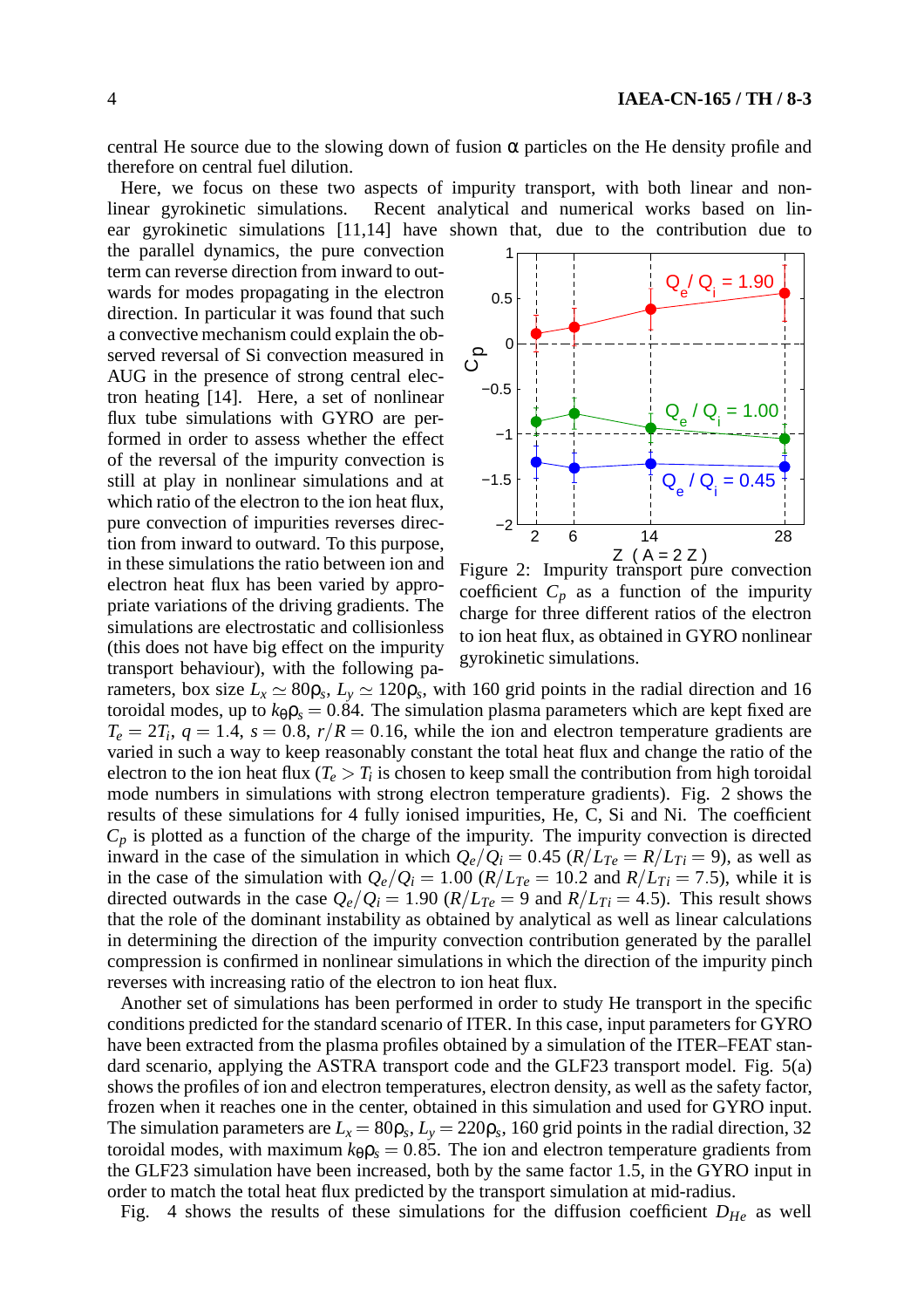central He source due to the slowing down of fusion α particles on the He density profile and therefore on central fuel dilution.

Here, we focus on these two aspects of impurity transport, with both linear and nonlinear gyrokinetic simulations. Recent analytical and numerical works based on linear gyrokinetic simulations [11,14] have shown that, due to the contribution due to the parallel dynamics, the pure convection term can reverse direction from inward to outwards for modes propagating in the electron direction. In particular it was found that such a convective mechanism could explain the observed reversal of Si convection measured in AUG in the presence of strong central electron heating [14]. Here, a set of nonlinear flux tube simulations with GYRO are performed in order to assess whether the effect of the reversal of the impurity convection is still at play in nonlinear simulations and at which ratio of the electron to the ion heat flux, pure convection of impurities reverses direction from inward to outward. To this purpose, in these simulations the ratio between ion and electron heat flux has been varied by appropriate variations of the driving gradients. The simulations are electrostatic and collisionless (this does not have big effect on the impurity transport behaviour), with the following parameters, box size $L_x \simeq 80\rho_s$, $L_y \simeq 120\rho_s$, with 160 grid points in the radial direction and 16 toroidal modes, up to $k_\theta \rho_s = 0.84$. The simulation plasma parameters which are kept fixed are $T_e = 2T_i$, $q = 1.4$, $s = 0.8$, $r/R = 0.16$, while the ion and electron temperature gradients are varied in such a way to keep reasonably constant the total heat flux and change the ratio of the electron to the ion heat flux ($T_e > T_i$ is chosen to keep small the contribution from high toroidal mode numbers in simulations with strong electron temperature gradients). Fig. 2 shows the results of these simulations for 4 fully ionised impurities, He, C, Si and Ni. The coefficient $C_P$ is plotted as a function of the charge of the impurity. The impurity convection is directed inward in the case of the simulation in which $Q_e/Q_i = 0.45$ ($R/L_{Te} = R/L_{Ti} = 9$), as well as in the case of the simulation with $Q_e/Q_i = 1.00$ ($R/L_{Te} = 10.2$ and $R/L_{Ti} = 7.5$), while it is directed outwards in the case $Q_e/Q_i = 1.90$ ($R/L_{Te} = 9$ and $R/L_{Ti} = 4.5$). This result shows that the role of the dominant instability as obtained by analytical as well as linear calculations in determining the direction of the impurity convection contribution generated by the parallel compression is confirmed in nonlinear simulations in which the direction of the impurity pinch reverses with increasing ratio of the electron to ion heat flux.

Figure 2: Impurity transport pure convection coefficient $C_P$ as a function of the impurity charge for three different ratios of the electron to ion heat flux, as obtained in GYRO nonlinear gyrokinetic simulations.

Another set of simulations has been performed in order to study He transport in the specific conditions predicted for the standard scenario of ITER. In this case, input parameters for GYRO have been extracted from the plasma profiles obtained by a simulation of the ITER–FEAT standard scenario, applying the ASTRA transport code and the GLF23 transport model. Fig. 5(a) shows the profiles of ion and electron temperatures, electron density, as well as the safety factor, frozen when it reaches one in the center, obtained in this simulation and used for GYRO input. The simulation parameters are $L_x = 80\rho_s$, $L_y = 220\rho_s$, 160 grid points in the radial direction, 32 toroidal modes, with maximum $k_\theta \rho_s = 0.85$. The ion and electron temperature gradients from the GLF23 simulation have been increased, both by the same factor 1.5, in the GYRO input in order to match the total heat flux predicted by the transport simulation at mid-radius.

Fig. 4 shows the results of these simulations for the diffusion coefficient $D_{He}$ as well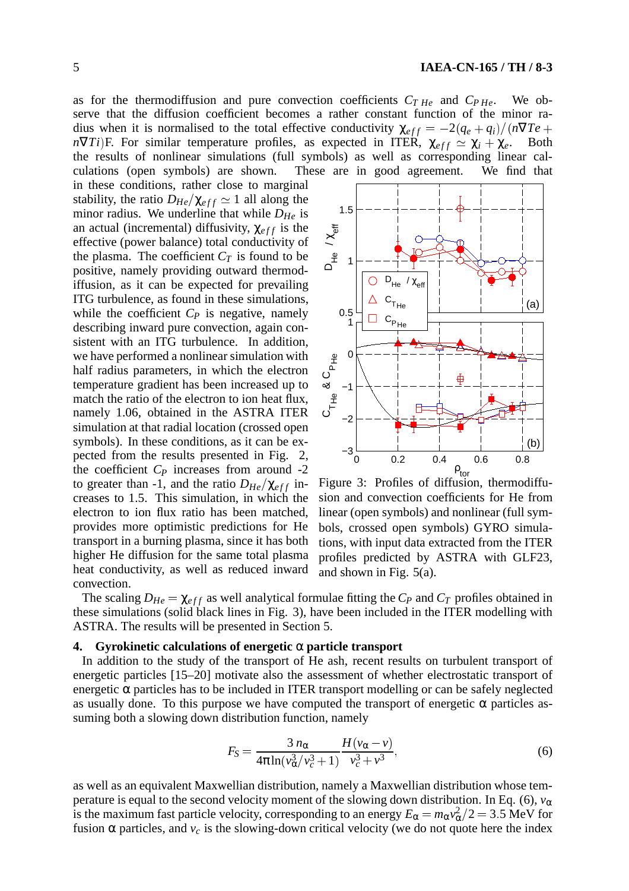as for the thermodiffusion and pure convection coefficients $C_{T\,He}$ and $C_{P\,He}$. We observe that the diffusion coefficient becomes a rather constant function of the minor radius when it is normalised to the total effective conductivity $\chi_{eff} = -2(q_e+q_i)/(n\nabla Te + n\nabla Ti)$F. For similar temperature profiles, as expected in ITER, $\chi_{eff} \simeq \chi_i + \chi_e$. Both the results of nonlinear simulations (full symbols) as well as corresponding linear calculations (open symbols) are shown. These are in good agreement. We find that in these conditions, rather close to marginal stability, the ratio $D_{He}/\chi_{eff} \simeq 1$ all along the minor radius. We underline that while $D_{He}$ is an actual (incremental) diffusivity, $\chi_{eff}$ is the effective (power balance) total conductivity of the plasma. The coefficient $C_T$ is found to be positive, namely providing outward thermodiffusion, as it can be expected for prevailing ITG turbulence, as found in these simulations, while the coefficient $C_P$ is negative, namely describing inward pure convection, again consistent with an ITG turbulence. In addition, we have performed a nonlinear simulation with half radius parameters, in which the electron temperature gradient has been increased up to match the ratio of the electron to ion heat flux, namely 1.06, obtained in the ASTRA ITER simulation at that radial location (crossed open symbols). In these conditions, as it can be expected from the results presented in Fig. 2, the coefficient $C_P$ increases from around -2 to greater than -1, and the ratio $D_{He}/\chi_{eff}$ increases to 1.5. This simulation, in which the electron to ion flux ratio has been matched, provides more optimistic predictions for He transport in a burning plasma, since it has both higher He diffusion for the same total plasma heat conductivity, as well as reduced inward convection.

Figure 3: Profiles of diffusion, thermodiffusion and convection coefficients for He from linear (open symbols) and nonlinear (full symbols, crossed open symbols) GYRO simulations, with input data extracted from the ITER profiles predicted by ASTRA with GLF23, and shown in Fig. 5(a).

The scaling $D_{He} = \chi_{eff}$ as well analytical formulae fitting the $C_P$ and $C_T$ profiles obtained in these simulations (solid black lines in Fig. 3), have been included in the ITER modelling with ASTRA. The results will be presented in Section 5.

## 4. Gyrokinetic calculations of energetic α particle transport

In addition to the study of the transport of He ash, recent results on turbulent transport of energetic particles [15–20] motivate also the assessment of whether electrostatic transport of energetic α particles has to be included in ITER transport modelling or can be safely neglected as usually done. To this purpose we have computed the transport of energetic α particles assuming both a slowing down distribution function, namely

$$F_S = \frac{3\,n_\alpha}{4\pi \ln(v_\alpha^3/v_c^3+1)}\,\frac{H(v_\alpha - v)}{v_c^3+v^3}, \tag{6}$$

as well as an equivalent Maxwellian distribution, namely a Maxwellian distribution whose temperature is equal to the second velocity moment of the slowing down distribution. In Eq. (6), $v_\alpha$ is the maximum fast particle velocity, corresponding to an energy $E_\alpha = m_\alpha v_\alpha^2/2 = 3.5$ MeV for fusion α particles, and $v_c$ is the slowing-down critical velocity (we do not quote here the index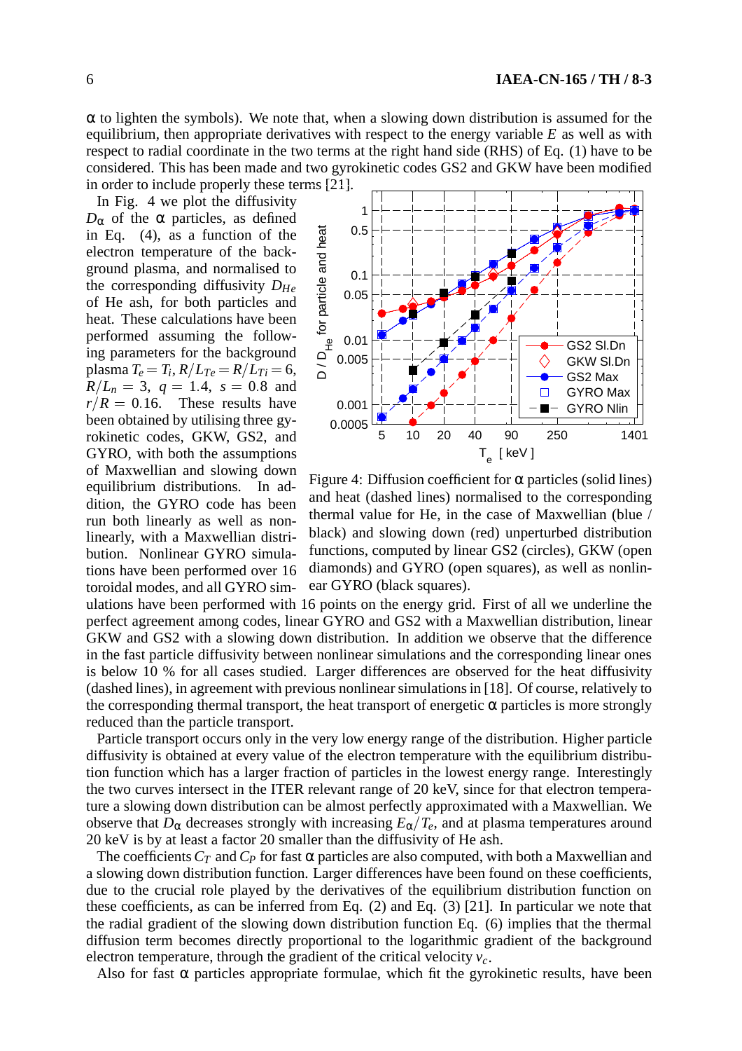α to lighten the symbols). We note that, when a slowing down distribution is assumed for the equilibrium, then appropriate derivatives with respect to the energy variable $E$ as well as with respect to radial coordinate in the two terms at the right hand side (RHS) of Eq. (1) have to be considered. This has been made and two gyrokinetic codes GS2 and GKW have been modified in order to include properly these terms [21].

In Fig. 4 we plot the diffusivity $D_\alpha$ of the α particles, as defined in Eq. (4), as a function of the electron temperature of the background plasma, and normalised to the corresponding diffusivity $D_{He}$ of He ash, for both particles and heat. These calculations have been performed assuming the following parameters for the background plasma $T_e = T_i$, $R/L_{Te} = R/L_{Ti} = 6$, $R/L_n = 3$, $q = 1.4$, $s = 0.8$ and $r/R = 0.16$. These results have been obtained by utilising three gyrokinetic codes, GKW, GS2, and GYRO, with both the assumptions of Maxwellian and slowing down equilibrium distributions. In addition, the GYRO code has been run both linearly as well as nonlinearly, with a Maxwellian distribution. Nonlinear GYRO simulations have been performed over 16 toroidal modes, and all GYRO simulations have been performed with 16 points on the energy grid. First of all we underline the perfect agreement among codes, linear GYRO and GS2 with a Maxwellian distribution, linear GKW and GS2 with a slowing down distribution. In addition we observe that the difference in the fast particle diffusivity between nonlinear simulations and the corresponding linear ones is below 10 % for all cases studied. Larger differences are observed for the heat diffusivity (dashed lines), in agreement with previous nonlinear simulations in [18]. Of course, relatively to the corresponding thermal transport, the heat transport of energetic α particles is more strongly reduced than the particle transport.

Figure 4: Diffusion coefficient for α particles (solid lines) and heat (dashed lines) normalised to the corresponding thermal value for He, in the case of Maxwellian (blue / black) and slowing down (red) unperturbed distribution functions, computed by linear GS2 (circles), GKW (open diamonds) and GYRO (open squares), as well as nonlinear GYRO (black squares).

Particle transport occurs only in the very low energy range of the distribution. Higher particle diffusivity is obtained at every value of the electron temperature with the equilibrium distribution function which has a larger fraction of particles in the lowest energy range. Interestingly the two curves intersect in the ITER relevant range of 20 keV, since for that electron temperature a slowing down distribution can be almost perfectly approximated with a Maxwellian. We observe that $D_\alpha$ decreases strongly with increasing $E_\alpha/T_e$, and at plasma temperatures around 20 keV is by at least a factor 20 smaller than the diffusivity of He ash.

The coefficients $C_T$ and $C_P$ for fast α particles are also computed, with both a Maxwellian and a slowing down distribution function. Larger differences have been found on these coefficients, due to the crucial role played by the derivatives of the equilibrium distribution function on these coefficients, as can be inferred from Eq. (2) and Eq. (3) [21]. In particular we note that the radial gradient of the slowing down distribution function Eq. (6) implies that the thermal diffusion term becomes directly proportional to the logarithmic gradient of the background electron temperature, through the gradient of the critical velocity $v_c$.

Also for fast α particles appropriate formulae, which fit the gyrokinetic results, have been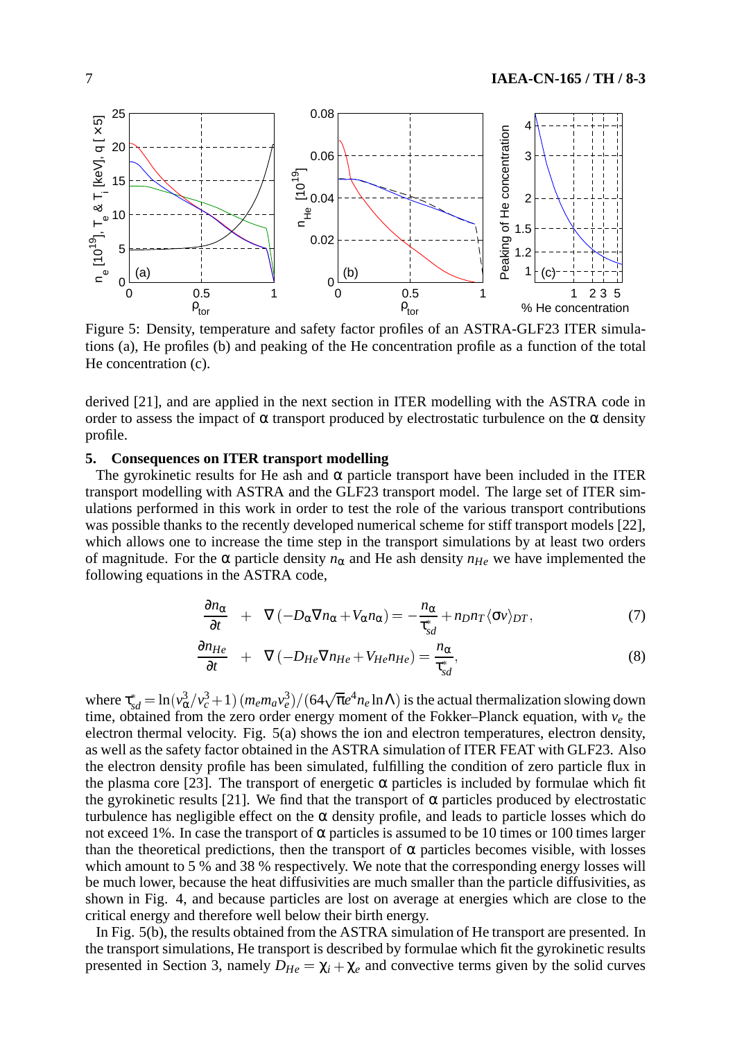Figure 5: Density, temperature and safety factor profiles of an ASTRA-GLF23 ITER simulations (a), He profiles (b) and peaking of the He concentration profile as a function of the total He concentration (c).

derived [21], and are applied in the next section in ITER modelling with the ASTRA code in order to assess the impact of $\alpha$ transport produced by electrostatic turbulence on the $\alpha$ density profile.

## 5. Consequences on ITER transport modelling

The gyrokinetic results for He ash and $\alpha$ particle transport have been included in the ITER transport modelling with ASTRA and the GLF23 transport model. The large set of ITER simulations performed in this work in order to test the role of the various transport contributions was possible thanks to the recently developed numerical scheme for stiff transport models [22], which allows one to increase the time step in the transport simulations by at least two orders of magnitude. For the $\alpha$ particle density $n_\alpha$ and He ash density $n_{He}$ we have implemented the following equations in the ASTRA code,

$$\frac{\partial n_\alpha}{\partial t} + \nabla\left(-D_\alpha \nabla n_\alpha + V_\alpha n_\alpha\right) = -\frac{n_\alpha}{\tau_{sd}^*} + n_D n_T \langle \sigma v \rangle_{DT}, \tag{7}$$

$$\frac{\partial n_{He}}{\partial t} + \nabla\left(-D_{He} \nabla n_{He} + V_{He} n_{He}\right) = \frac{n_\alpha}{\tau_{sd}^*}, \tag{8}$$

where $\tau_{sd}^* = \ln(v_\alpha^3/v_c^3+1)\,(m_e m_a v_e^3)/(64\sqrt{\pi} e^4 n_e \ln\Lambda)$ is the actual thermalization slowing down time, obtained from the zero order energy moment of the Fokker–Planck equation, with $v_e$ the electron thermal velocity. Fig. 5(a) shows the ion and electron temperatures, electron density, as well as the safety factor obtained in the ASTRA simulation of ITER FEAT with GLF23. Also the electron density profile has been simulated, fulfilling the condition of zero particle flux in the plasma core [23]. The transport of energetic $\alpha$ particles is included by formulae which fit the gyrokinetic results [21]. We find that the transport of $\alpha$ particles produced by electrostatic turbulence has negligible effect on the $\alpha$ density profile, and leads to particle losses which do not exceed 1%. In case the transport of $\alpha$ particles is assumed to be 10 times or 100 times larger than the theoretical predictions, then the transport of $\alpha$ particles becomes visible, with losses which amount to 5 % and 38 % respectively. We note that the corresponding energy losses will be much lower, because the heat diffusivities are much smaller than the particle diffusivities, as shown in Fig. 4, and because particles are lost on average at energies which are close to the critical energy and therefore well below their birth energy.

In Fig. 5(b), the results obtained from the ASTRA simulation of He transport are presented. In the transport simulations, He transport is described by formulae which fit the gyrokinetic results presented in Section 3, namely $D_{He} = \chi_i + \chi_e$ and convective terms given by the solid curves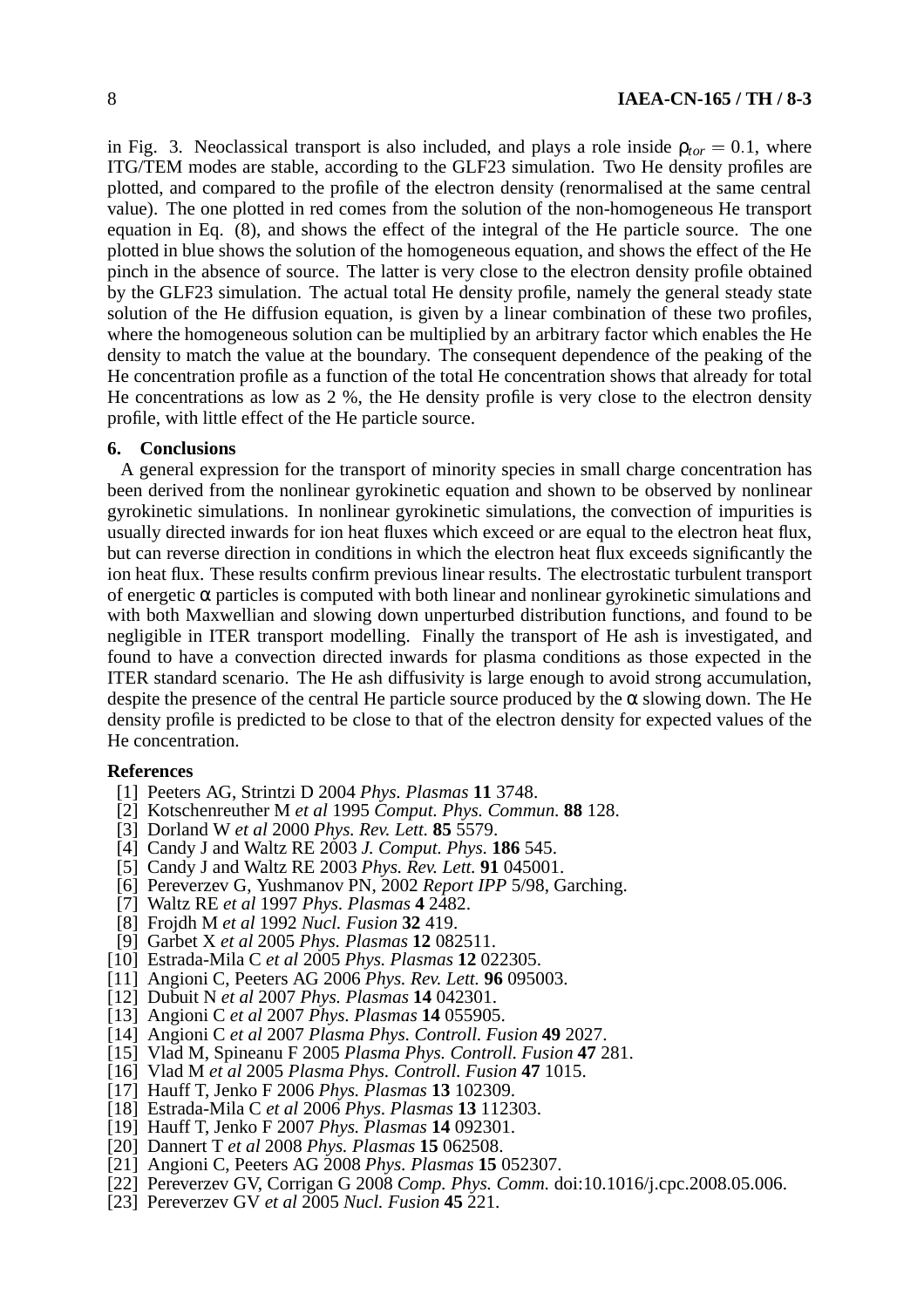in Fig. 3. Neoclassical transport is also included, and plays a role inside $\rho_{tor} = 0.1$, where ITG/TEM modes are stable, according to the GLF23 simulation. Two He density profiles are plotted, and compared to the profile of the electron density (renormalised at the same central value). The one plotted in red comes from the solution of the non-homogeneous He transport equation in Eq. (8), and shows the effect of the integral of the He particle source. The one plotted in blue shows the solution of the homogeneous equation, and shows the effect of the He pinch in the absence of source. The latter is very close to the electron density profile obtained by the GLF23 simulation. The actual total He density profile, namely the general steady state solution of the He diffusion equation, is given by a linear combination of these two profiles, where the homogeneous solution can be multiplied by an arbitrary factor which enables the He density to match the value at the boundary. The consequent dependence of the peaking of the He concentration profile as a function of the total He concentration shows that already for total He concentrations as low as 2 %, the He density profile is very close to the electron density profile, with little effect of the He particle source.

## 6. Conclusions

A general expression for the transport of minority species in small charge concentration has been derived from the nonlinear gyrokinetic equation and shown to be observed by nonlinear gyrokinetic simulations. In nonlinear gyrokinetic simulations, the convection of impurities is usually directed inwards for ion heat fluxes which exceed or are equal to the electron heat flux, but can reverse direction in conditions in which the electron heat flux exceeds significantly the ion heat flux. These results confirm previous linear results. The electrostatic turbulent transport of energetic $\alpha$ particles is computed with both linear and nonlinear gyrokinetic simulations and with both Maxwellian and slowing down unperturbed distribution functions, and found to be negligible in ITER transport modelling. Finally the transport of He ash is investigated, and found to have a convection directed inwards for plasma conditions as those expected in the ITER standard scenario. The He ash diffusivity is large enough to avoid strong accumulation, despite the presence of the central He particle source produced by the $\alpha$ slowing down. The He density profile is predicted to be close to that of the electron density for expected values of the He concentration.

## References

[1] Peeters AG, Strintzi D 2004 *Phys. Plasmas* **11** 3748.
[2] Kotschenreuther M *et al* 1995 *Comput. Phys. Commun.* **88** 128.
[3] Dorland W *et al* 2000 *Phys. Rev. Lett.* **85** 5579.
[4] Candy J and Waltz RE 2003 *J. Comput. Phys.* **186** 545.
[5] Candy J and Waltz RE 2003 *Phys. Rev. Lett.* **91** 045001.
[6] Pereverzev G, Yushmanov PN, 2002 *Report IPP* 5/98, Garching.
[7] Waltz RE *et al* 1997 *Phys. Plasmas* **4** 2482.
[8] Frojdh M *et al* 1992 *Nucl. Fusion* **32** 419.
[9] Garbet X *et al* 2005 *Phys. Plasmas* **12** 082511.
[10] Estrada-Mila C *et al* 2005 *Phys. Plasmas* **12** 022305.
[11] Angioni C, Peeters AG 2006 *Phys. Rev. Lett.* **96** 095003.
[12] Dubuit N *et al* 2007 *Phys. Plasmas* **14** 042301.
[13] Angioni C *et al* 2007 *Phys. Plasmas* **14** 055905.
[14] Angioni C *et al* 2007 *Plasma Phys. Controll. Fusion* **49** 2027.
[15] Vlad M, Spineanu F 2005 *Plasma Phys. Controll. Fusion* **47** 281.
[16] Vlad M *et al* 2005 *Plasma Phys. Controll. Fusion* **47** 1015.
[17] Hauff T, Jenko F 2006 *Phys. Plasmas* **13** 102309.
[18] Estrada-Mila C *et al* 2006 *Phys. Plasmas* **13** 112303.
[19] Hauff T, Jenko F 2007 *Phys. Plasmas* **14** 092301.
[20] Dannert T *et al* 2008 *Phys. Plasmas* **15** 062508.
[21] Angioni C, Peeters AG 2008 *Phys. Plasmas* **15** 052307.
[22] Pereverzev GV, Corrigan G 2008 *Comp. Phys. Comm.* doi:10.1016/j.cpc.2008.05.006.
[23] Pereverzev GV *et al* 2005 *Nucl. Fusion* **45** 221.